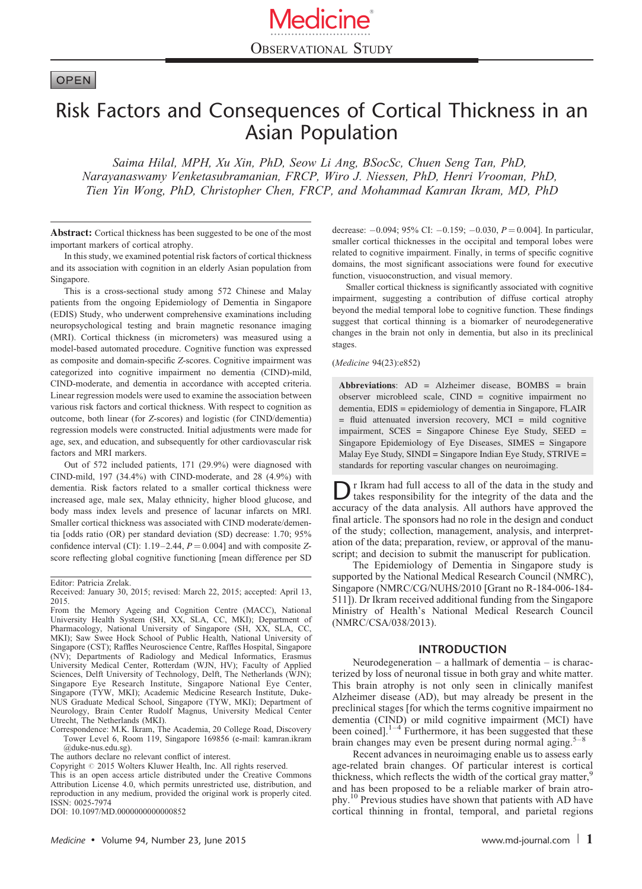OBSERVATIONAL STUDY

OPEN

# Risk Factors and Consequences of Cortical Thickness in an Asian Population

*Saima Hilal, MPH, Xu Xin, PhD, Seow Li Ang, BSocSc, Chuen Seng Tan, PhD, Narayanaswamy Venketasubramanian, FRCP, Wiro J. Niessen, PhD, Henri Vrooman, PhD, Tien Yin Wong, PhD, Christopher Chen, FRCP, and Mohammad Kamran Ikram, MD, PhD*

**Abstract:** Cortical thickness has been suggested to be one of the most important markers of cortical atrophy.

In this study, we examined potential risk factors of cortical thickness and its association with cognition in an elderly Asian population from Singapore.

This is a cross-sectional study among 572 Chinese and Malay patients from the ongoing Epidemiology of Dementia in Singapore (EDIS) Study, who underwent comprehensive examinations including neuropsychological testing and brain magnetic resonance imaging (MRI). Cortical thickness (in micrometers) was measured using a model-based automated procedure. Cognitive function was expressed as composite and domain-specific Z-scores. Cognitive impairment was categorized into cognitive impairment no dementia (CIND)-mild, CIND-moderate, and dementia in accordance with accepted criteria. Linear regression models were used to examine the association between various risk factors and cortical thickness. With respect to cognition as outcome, both linear (for Z-scores) and logistic (for CIND/dementia) regression models were constructed. Initial adjustments were made for age, sex, and education, and subsequently for other cardiovascular risk factors and MRI markers.

Out of 572 included patients, 171 (29.9%) were diagnosed with CIND-mild, 197 (34.4%) with CIND-moderate, and 28 (4.9%) with dementia. Risk factors related to a smaller cortical thickness were increased age, male sex, Malay ethnicity, higher blood glucose, and body mass index levels and presence of lacunar infarcts on MRI. Smaller cortical thickness was associated with CIND moderate/dementia [odds ratio (OR) per standard deviation (SD) decrease: 1.70; 95% confidence interval (CI): 1.19–2.44, $P = 0.004$] and with composite Z-score reflecting global cognitive functioning [mean difference per SD decrease: −0.094; 95% CI: −0.159; −0.030, $P = 0.004$]. In particular, smaller cortical thicknesses in the occipital and temporal lobes were related to cognitive impairment. Finally, in terms of specific cognitive domains, the most significant associations were found for executive function, visuoconstruction, and visual memory.

Smaller cortical thickness is significantly associated with cognitive impairment, suggesting a contribution of diffuse cortical atrophy beyond the medial temporal lobe to cognitive function. These findings suggest that cortical thinning is a biomarker of neurodegenerative changes in the brain not only in dementia, but also in its preclinical stages.

(*Medicine* 94(23):e852)

**Abbreviations**: AD = Alzheimer disease, BOMBS = brain observer microbleed scale, CIND = cognitive impairment no dementia, EDIS = epidemiology of dementia in Singapore, FLAIR = fluid attenuated inversion recovery, MCI = mild cognitive impairment, SCES = Singapore Chinese Eye Study, SEED = Singapore Epidemiology of Eye Diseases, SIMES = Singapore Malay Eye Study, SINDI = Singapore Indian Eye Study, STRIVE = standards for reporting vascular changes on neuroimaging.

Editor: Patricia Zrelak.
Received: January 30, 2015; revised: March 22, 2015; accepted: April 13, 2015.
From the Memory Ageing and Cognition Centre (MACC), National University Health System (SH, XX, SLA, CC, MKI); Department of Pharmacology, National University of Singapore (SH, SLA, CC, MKI); Saw Swee Hock School of Public Health, National University of Singapore (CST); Raffles Neuroscience Centre, Raffles Hospital, Singapore (NV); Departments of Radiology and Medical Informatics, Erasmus University Medical Center, Rotterdam (WJN, HV); Faculty of Applied Sciences, Delft University of Technology, Delft, The Netherlands (WJN); Singapore Eye Research Institute, Singapore National Eye Center, Singapore (TYW, MKI); Academic Medicine Research Institute, Duke-NUS Graduate Medical School, Singapore (TYW, MKI); Department of Neurology, Brain Center Rudolf Magnus, University Medical Center Utrecht, The Netherlands (MKI).
Correspondence: M.K. Ikram, The Academia, 20 College Road, Discovery Tower Level 6, Room 119, Singapore 169856 (e-mail: kamran.ikram@duke-nus.edu.sg).
The authors declare no relevant conflict of interest.
Copyright © 2015 Wolters Kluwer Health, Inc. All rights reserved.
This is an open access article distributed under the Creative Commons Attribution License 4.0, which permits unrestricted use, distribution, and reproduction in any medium, provided the original work is properly cited.
ISSN: 0025-7974
DOI: 10.1097/MD.0000000000000852

Dr Ikram had full access to all of the data in the study and takes responsibility for the integrity of the data and the accuracy of the data analysis. All authors have approved the final article. The sponsors had no role in the design and conduct of the study; collection, management, analysis, and interpretation of the data; preparation, review, or approval of the manuscript; and decision to submit the manuscript for publication.

The Epidemiology of Dementia in Singapore study is supported by the National Medical Research Council (NMRC), Singapore (NMRC/CG/NUHS/2010 [Grant no R-184-006-184-511]). Dr Ikram received additional funding from the Singapore Ministry of Health's National Medical Research Council (NMRC/CSA/038/2013).

## INTRODUCTION

Neurodegeneration – a hallmark of dementia – is characterized by loss of neuronal tissue in both gray and white matter. This brain atrophy is not only seen in clinically manifest Alzheimer disease (AD), but may already be present in the preclinical stages [for which the terms cognitive impairment no dementia (CIND) and mild cognitive impairment (MCI) have been coined].[1–4] Furthermore, it has been suggested that these brain changes may even be present during normal aging.[5–8]

Recent advances in neuroimaging enable us to assess early age-related brain changes. Of particular interest is cortical thickness, which reflects the width of the cortical gray matter,[9] and has been proposed to be a reliable marker of brain atrophy.[10] Previous studies have shown that patients with AD have cortical thinning in frontal, temporal, and parietal regions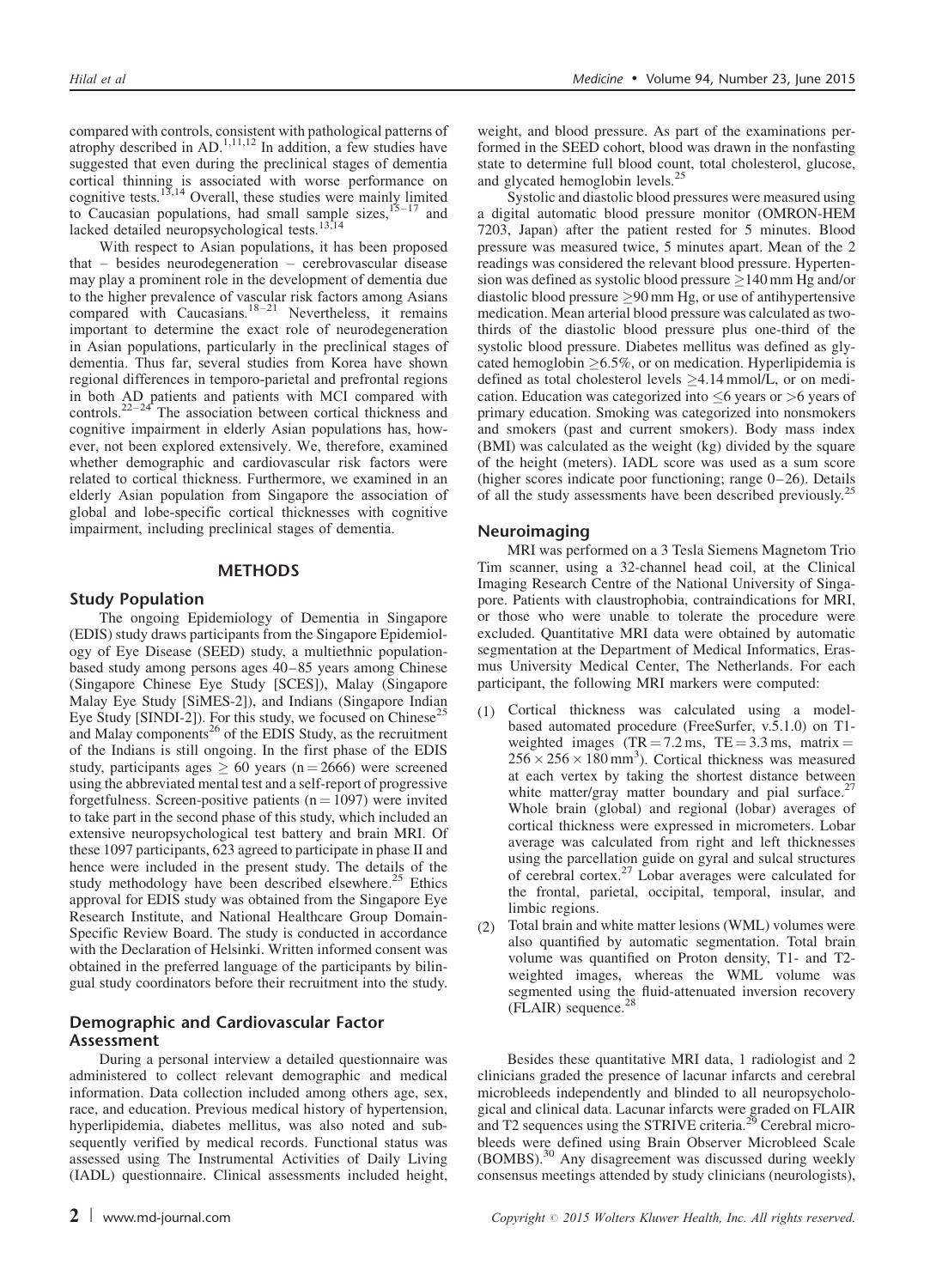compared with controls, consistent with pathological patterns of atrophy described in AD.[1,11,12] In addition, a few studies have suggested that even during the preclinical stages of dementia cortical thinning is associated with worse performance on cognitive tests.[13,14] Overall, these studies were mainly limited to Caucasian populations, had small sample sizes,[15–17] and lacked detailed neuropsychological tests.[13,14]

With respect to Asian populations, it has been proposed that – besides neurodegeneration – cerebrovascular disease may play a prominent role in the development of dementia due to the higher prevalence of vascular risk factors among Asians compared with Caucasians.[18–21] Nevertheless, it remains important to determine the exact role of neurodegeneration in Asian populations, particularly in the preclinical stages of dementia. Thus far, several studies from Korea have shown regional differences in temporo-parietal and prefrontal regions in both AD patients and patients with MCI compared with controls.[22–24] The association between cortical thickness and cognitive impairment in elderly Asian populations has, however, not been explored extensively. We, therefore, examined whether demographic and cardiovascular risk factors were related to cortical thickness. Furthermore, we examined in an elderly Asian population from Singapore the association of global and lobe-specific cortical thicknesses with cognitive impairment, including preclinical stages of dementia.

## METHODS

### Study Population

The ongoing Epidemiology of Dementia in Singapore (EDIS) study draws participants from the Singapore Epidemiology of Eye Disease (SEED) study, a multiethnic population-based study among persons ages 40–85 years among Chinese (Singapore Chinese Eye Study [SCES]), Malay (Singapore Malay Eye Study [SiMES-2]), and Indians (Singapore Indian Eye Study [SINDI-2]). For this study, we focused on Chinese[25] and Malay components[26] of the EDIS Study, as the recruitment of the Indians is still ongoing. In the first phase of the EDIS study, participants ages $\geq$ 60 years ($n = 2666$) were screened using the abbreviated mental test and a self-report of progressive forgetfulness. Screen-positive patients ($n = 1097$) were invited to take part in the second phase of this study, which included an extensive neuropsychological test battery and brain MRI. Of these 1097 participants, 623 agreed to participate in phase II and hence were included in the present study. The details of the study methodology have been described elsewhere.[25] Ethics approval for EDIS study was obtained from the Singapore Eye Research Institute, and National Healthcare Group Domain-Specific Review Board. The study is conducted in accordance with the Declaration of Helsinki. Written informed consent was obtained in the preferred language of the participants by bilingual study coordinators before their recruitment into the study.

### Demographic and Cardiovascular Factor Assessment

During a personal interview a detailed questionnaire was administered to collect relevant demographic and medical information. Data collection included among others age, sex, race, and education. Previous medical history of hypertension, hyperlipidemia, diabetes mellitus, was also noted and subsequently verified by medical records. Functional status was assessed using The Instrumental Activities of Daily Living (IADL) questionnaire. Clinical assessments included height, weight, and blood pressure. As part of the examinations performed in the SEED cohort, blood was drawn in the nonfasting state to determine full blood count, total cholesterol, glucose, and glycated hemoglobin levels.[25]

Systolic and diastolic blood pressures were measured using a digital automatic blood pressure monitor (OMRON-HEM 7203, Japan) after the patient rested for 5 minutes. Blood pressure was measured twice, 5 minutes apart. Mean of the 2 readings was considered the relevant blood pressure. Hypertension was defined as systolic blood pressure $\geq$140 mm Hg and/or diastolic blood pressure $\geq$90 mm Hg, or use of antihypertensive medication. Mean arterial blood pressure was calculated as two-thirds of the diastolic blood pressure plus one-third of the systolic blood pressure. Diabetes mellitus was defined as glycated hemoglobin $\geq$6.5%, or on medication. Hyperlipidemia is defined as total cholesterol levels $\geq$4.14 mmol/L, or on medication. Education was categorized into $\leq$6 years or >6 years of primary education. Smoking was categorized into nonsmokers and smokers (past and current smokers). Body mass index (BMI) was calculated as the weight (kg) divided by the square of the height (meters). IADL score was used as a sum score (higher scores indicate poor functioning; range 0–26). Details of all the study assessments have been described previously.[25]

### Neuroimaging

MRI was performed on a 3 Tesla Siemens Magnetom Trio Tim scanner, using a 32-channel head coil, at the Clinical Imaging Research Centre of the National University of Singapore. Patients with claustrophobia, contraindications for MRI, or those who were unable to tolerate the procedure were excluded. Quantitative MRI data were obtained by automatic segmentation at the Department of Medical Informatics, Erasmus University Medical Center, The Netherlands. For each participant, the following MRI markers were computed:

1. Cortical thickness was calculated using a model-based automated procedure (FreeSurfer, v.5.1.0) on T1-weighted images (TR = 7.2 ms, TE = 3.3 ms, matrix = $256 \times 256 \times 180\,\text{mm}^3$). Cortical thickness was measured at each vertex by taking the shortest distance between white matter/gray matter boundary and pial surface.[27] Whole brain (global) and regional (lobar) averages of cortical thickness were expressed in micrometers. Lobar average was calculated from right and left thicknesses using the parcellation guide on gyral and sulcal structures of cerebral cortex.[27] Lobar averages were calculated for the frontal, parietal, occipital, temporal, insular, and limbic regions.
2. Total brain and white matter lesions (WML) volumes were also quantified by automatic segmentation. Total brain volume was quantified on Proton density, T1- and T2-weighted images, whereas the WML volume was segmented using the fluid-attenuated inversion recovery (FLAIR) sequence.[28]

Besides these quantitative MRI data, 1 radiologist and 2 clinicians graded the presence of lacunar infarcts and cerebral microbleeds independently and blinded to all neuropsychological and clinical data. Lacunar infarcts were graded on FLAIR and T2 sequences using the STRIVE criteria.[29] Cerebral microbleeds were defined using Brain Observer Microbleed Scale (BOMBS).[30] Any disagreement was discussed during weekly consensus meetings attended by study clinicians (neurologists),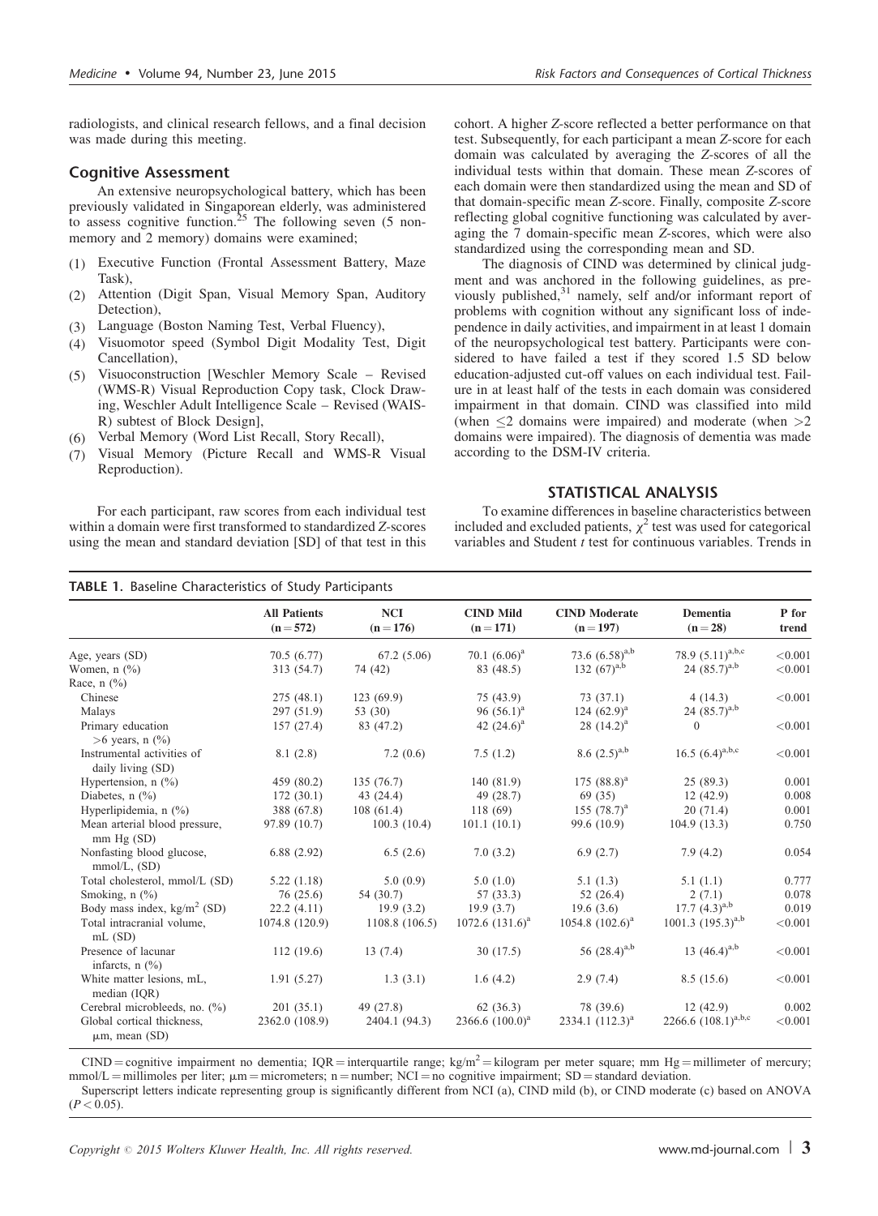radiologists, and clinical research fellows, and a final decision was made during this meeting.

### Cognitive Assessment

An extensive neuropsychological battery, which has been previously validated in Singaporean elderly, was administered to assess cognitive function.[25] The following seven (5 non-memory and 2 memory) domains were examined;

1. Executive Function (Frontal Assessment Battery, Maze Task),
2. Attention (Digit Span, Visual Memory Span, Auditory Detection),
3. Language (Boston Naming Test, Verbal Fluency),
4. Visuomotor speed (Symbol Digit Modality Test, Digit Cancellation),
5. Visuoconstruction [Weschler Memory Scale – Revised (WMS-R) Visual Reproduction Copy task, Clock Drawing, Weschler Adult Intelligence Scale – Revised (WAIS-R) subtest of Block Design],
6. Verbal Memory (Word List Recall, Story Recall),
7. Visual Memory (Picture Recall and WMS-R Visual Reproduction).

For each participant, raw scores from each individual test within a domain were first transformed to standardized Z-scores using the mean and standard deviation [SD] of that test in this cohort. A higher Z-score reflected a better performance on that test. Subsequently, for each participant a mean Z-score for each domain was calculated by averaging the Z-scores of all the individual tests within that domain. These mean Z-scores of each domain were then standardized using the mean and SD of that domain-specific mean Z-score. Finally, composite Z-score reflecting global cognitive functioning was calculated by averaging the 7 domain-specific mean Z-scores, which were also standardized using the corresponding mean and SD.

The diagnosis of CIND was determined by clinical judgment and was anchored in the following guidelines, as previously published,[31] namely, self and/or informant report of problems with cognition without any significant loss of independence in daily activities, and impairment in at least 1 domain of the neuropsychological test battery. Participants were considered to have failed a test if they scored 1.5 SD below education-adjusted cut-off values on each individual test. Failure in at least half of the tests in each domain was considered impairment in that domain. CIND was classified into mild (when $\leq 2$ domains were impaired) and moderate (when $>2$ domains were impaired). The diagnosis of dementia was made according to the DSM-IV criteria.

## STATISTICAL ANALYSIS

To examine differences in baseline characteristics between included and excluded patients, $\chi^2$ test was used for categorical variables and Student *t* test for continuous variables. Trends in

**TABLE 1.** Baseline Characteristics of Study Participants

| | All Patients (n = 572) | NCI (n = 176) | CIND Mild (n = 171) | CIND Moderate (n = 197) | Dementia (n = 28) | P for trend |
|---|---|---|---|---|---|---|
| Age, years (SD) | 70.5 (6.77) | 67.2 (5.06) | 70.1 (6.06)[a] | 73.6 (6.58)[a,b] | 78.9 (5.11)[a,b,c] | <0.001 |
| Women, n (%) | 313 (54.7) | 74 (42) | 83 (48.5) | 132 (67)[a,b] | 24 (85.7)[a,b] | <0.001 |
| Race, n (%) | | | | | | |
| Chinese | 275 (48.1) | 123 (69.9) | 75 (43.9) | 73 (37.1) | 4 (14.3) | <0.001 |
| Malays | 297 (51.9) | 53 (30) | 96 (56.1)[a] | 124 (62.9)[a] | 24 (85.7)[a,b] | |
| Primary education >6 years, n (%) | 157 (27.4) | 83 (47.2) | 42 (24.6)[a] | 28 (14.2)[a] | 0 | <0.001 |
| Instrumental activities of daily living (SD) | 8.1 (2.8) | 7.2 (0.6) | 7.5 (1.2) | 8.6 (2.5)[a,b] | 16.5 (6.4)[a,b,c] | <0.001 |
| Hypertension, n (%) | 459 (80.2) | 135 (76.7) | 140 (81.9) | 175 (88.8)[a] | 25 (89.3) | 0.001 |
| Diabetes, n (%) | 172 (30.1) | 43 (24.4) | 49 (28.7) | 69 (35) | 12 (42.9) | 0.008 |
| Hyperlipidemia, n (%) | 388 (67.8) | 108 (61.4) | 118 (69) | 155 (78.7)[a] | 20 (71.4) | 0.001 |
| Mean arterial blood pressure, mm Hg (SD) | 97.89 (10.7) | 100.3 (10.4) | 101.1 (10.1) | 99.6 (10.9) | 104.9 (13.3) | 0.750 |
| Nonfasting blood glucose, mmol/L, (SD) | 6.88 (2.92) | 6.5 (2.6) | 7.0 (3.2) | 6.9 (2.7) | 7.9 (4.2) | 0.054 |
| Total cholesterol, mmol/L (SD) | 5.22 (1.18) | 5.0 (0.9) | 5.0 (1.0) | 5.1 (1.3) | 5.1 (1.1) | 0.777 |
| Smoking, n (%) | 76 (25.6) | 54 (30.7) | 57 (33.3) | 52 (26.4) | 2 (7.1) | 0.078 |
| Body mass index, kg/m$^2$ (SD) | 22.2 (4.11) | 19.9 (3.2) | 19.9 (3.7) | 19.6 (3.6) | 17.7 (4.3)[a,b] | 0.019 |
| Total intracranial volume, mL (SD) | 1074.8 (120.9) | 1108.8 (106.5) | 1072.6 (131.6)[a] | 1054.8 (102.6)[a] | 1001.3 (195.3)[a,b] | <0.001 |
| Presence of lacunar infarcts, n (%) | 112 (19.6) | 13 (7.4) | 30 (17.5) | 56 (28.4)[a,b] | 13 (46.4)[a,b] | <0.001 |
| White matter lesions, mL, median (IQR) | 1.91 (5.27) | 1.3 (3.1) | 1.6 (4.2) | 2.9 (7.4) | 8.5 (15.6) | <0.001 |
| Cerebral microbleeds, no. (%) | 201 (35.1) | 49 (27.8) | 62 (36.3) | 78 (39.6) | 12 (42.9) | 0.002 |
| Global cortical thickness, μm, mean (SD) | 2362.0 (108.9) | 2404.1 (94.3) | 2366.6 (100.0)[a] | 2334.1 (112.3)[a] | 2266.6 (108.1)[a,b,c] | <0.001 |

CIND = cognitive impairment no dementia; IQR = interquartile range; kg/m$^2$ = kilogram per meter square; mm Hg = millimeter of mercury; mmol/L = millimoles per liter; μm = micrometers; n = number; NCI = no cognitive impairment; SD = standard deviation.

Superscript letters indicate representing group is significantly different from NCI (a), CIND mild (b), or CIND moderate (c) based on ANOVA ($P < 0.05$).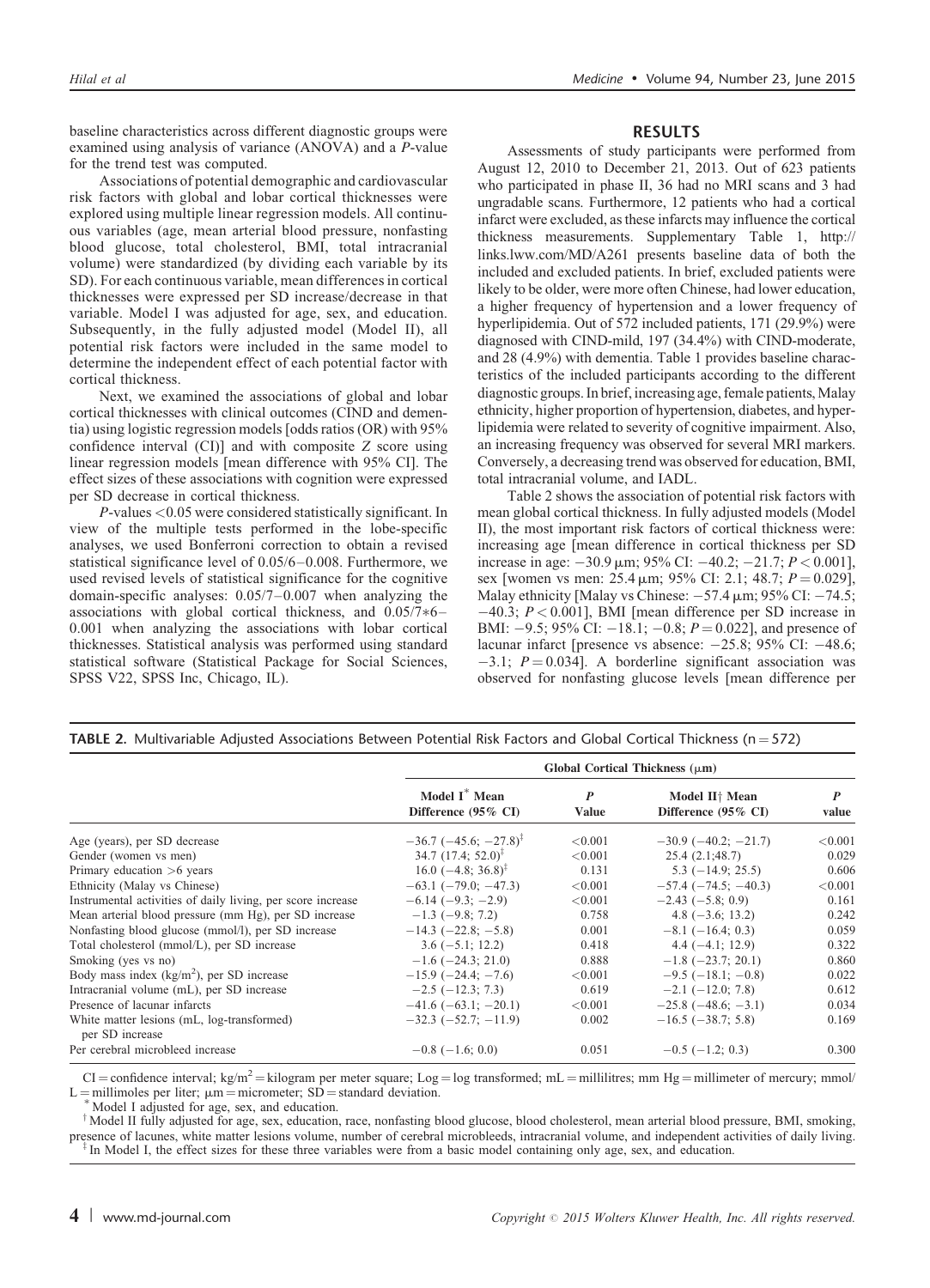baseline characteristics across different diagnostic groups were examined using analysis of variance (ANOVA) and a *P*-value for the trend test was computed.

Associations of potential demographic and cardiovascular risk factors with global and lobar cortical thicknesses were explored using multiple linear regression models. All continuous variables (age, mean arterial blood pressure, nonfasting blood glucose, total cholesterol, BMI, total intracranial volume) were standardized (by dividing each variable by its SD). For each continuous variable, mean differences in cortical thicknesses were expressed per SD increase/decrease in that variable. Model I was adjusted for age, sex, and education. Subsequently, in the fully adjusted model (Model II), all potential risk factors were included in the same model to determine the independent effect of each potential factor with cortical thickness.

Next, we examined the associations of global and lobar cortical thicknesses with clinical outcomes (CIND and dementia) using logistic regression models [odds ratios (OR) with 95% confidence interval (CI)] and with composite *Z* score using linear regression models [mean difference with 95% CI]. The effect sizes of these associations with cognition were expressed per SD decrease in cortical thickness.

*P*-values <0.05 were considered statistically significant. In view of the multiple tests performed in the lobe-specific analyses, we used Bonferroni correction to obtain a revised statistical significance level of 0.05/6–0.008. Furthermore, we used revised levels of statistical significance for the cognitive domain-specific analyses: 0.05/7–0.007 when analyzing the associations with global cortical thickness, and 0.05/7*6–0.001 when analyzing the associations with lobar cortical thicknesses. Statistical analysis was performed using standard statistical software (Statistical Package for Social Sciences, SPSS V22, SPSS Inc, Chicago, IL).

## RESULTS

Assessments of study participants were performed from August 12, 2010 to December 21, 2013. Out of 623 patients who participated in phase II, 36 had no MRI scans and 3 had ungradable scans. Furthermore, 12 patients who had a cortical infarct were excluded, as these infarcts may influence the cortical thickness measurements. Supplementary Table 1, http://links.lww.com/MD/A261 presents baseline data of both the included and excluded patients. In brief, excluded patients were likely to be older, were more often Chinese, had lower education, a higher frequency of hypertension and a lower frequency of hyperlipidemia. Out of 572 included patients, 171 (29.9%) were diagnosed with CIND-mild, 197 (34.4%) with CIND-moderate, and 28 (4.9%) with dementia. Table 1 provides baseline characteristics of the included participants according to the different diagnostic groups. In brief, increasing age, female patients, Malay ethnicity, higher proportion of hypertension, diabetes, and hyperlipidemia were related to severity of cognitive impairment. Also, an increasing frequency was observed for several MRI markers. Conversely, a decreasing trend was observed for education, BMI, total intracranial volume, and IADL.

Table 2 shows the association of potential risk factors with mean global cortical thickness. In fully adjusted models (Model II), the most important risk factors of cortical thickness were: increasing age [mean difference in cortical thickness per SD increase in age: −30.9 μm; 95% CI: −40.2; −21.7; *P* < 0.001], sex [women vs men: 25.4 μm; 95% CI: 2.1; 48.7; *P* = 0.029], Malay ethnicity [Malay vs Chinese: −57.4 μm; 95% CI: −74.5; −40.3; *P* < 0.001], BMI [mean difference per SD increase in BMI: −9.5; 95% CI: −18.1; −0.8; *P* = 0.022], and presence of lacunar infarct [presence vs absence: −25.8; 95% CI: −48.6; −3.1; *P* = 0.034]. A borderline significant association was observed for nonfasting glucose levels [mean difference per

**TABLE 2.** Multivariable Adjusted Associations Between Potential Risk Factors and Global Cortical Thickness (n = 572)

| | Global Cortical Thickness (μm) | | | |
|---|---|---|---|---|
| | Model I* Mean Difference (95% CI) | *P* Value | Model II† Mean Difference (95% CI) | *P* value |
| Age (years), per SD decrease | −36.7 (−45.6; −27.8)‡ | <0.001 | −30.9 (−40.2; −21.7) | <0.001 |
| Gender (women vs men) | 34.7 (17.4; 52.0)‡ | <0.001 | 25.4 (2.1;48.7) | 0.029 |
| Primary education >6 years | 16.0 (−4.8; 36.8)‡ | 0.131 | 5.3 (−14.9; 25.5) | 0.606 |
| Ethnicity (Malay vs Chinese) | −63.1 (−79.0; −47.3) | <0.001 | −57.4 (−74.5; −40.3) | <0.001 |
| Instrumental activities of daily living, per score increase | −6.14 (−9.3; −2.9) | <0.001 | −2.43 (−5.8; 0.9) | 0.161 |
| Mean arterial blood pressure (mm Hg), per SD increase | −1.3 (−9.8; 7.2) | 0.758 | 4.8 (−3.6; 13.2) | 0.242 |
| Nonfasting blood glucose (mmol/l), per SD increase | −14.3 (−22.8; −5.8) | 0.001 | −8.1 (−16.4; 0.3) | 0.059 |
| Total cholesterol (mmol/L), per SD increase | 3.6 (−5.1; 12.2) | 0.418 | 4.4 (−4.1; 12.9) | 0.322 |
| Smoking (yes vs no) | −1.6 (−24.3; 21.0) | 0.888 | −1.8 (−23.7; 20.1) | 0.860 |
| Body mass index (kg/m$^2$), per SD increase | −15.9 (−24.4; −7.6) | <0.001 | −9.5 (−18.1; −0.8) | 0.022 |
| Intracranial volume (mL), per SD increase | −2.5 (−12.3; 7.3) | 0.619 | −2.1 (−12.0; 7.8) | 0.612 |
| Presence of lacunar infarcts | −41.6 (−63.1; −20.1) | <0.001 | −25.8 (−48.6; −3.1) | 0.034 |
| White matter lesions (mL, log-transformed) per SD increase | −32.3 (−52.7; −11.9) | 0.002 | −16.5 (−38.7; 5.8) | 0.169 |
| Per cerebral microbleed increase | −0.8 (−1.6; 0.0) | 0.051 | −0.5 (−1.2; 0.3) | 0.300 |

CI = confidence interval; kg/m$^2$ = kilogram per meter square; Log = log transformed; mL = millilitres; mm Hg = millimeter of mercury; mmol/L = millimoles per liter; μm = micrometer; SD = standard deviation.

\* Model I adjusted for age, sex, and education.

† Model II fully adjusted for age, sex, education, race, nonfasting blood glucose, blood cholesterol, mean arterial blood pressure, BMI, smoking, presence of lacunes, white matter lesions volume, number of cerebral microbleeds, intracranial volume, and independent activities of daily living.

‡ In Model I, the effect sizes for these three variables were from a basic model containing only age, sex, and education.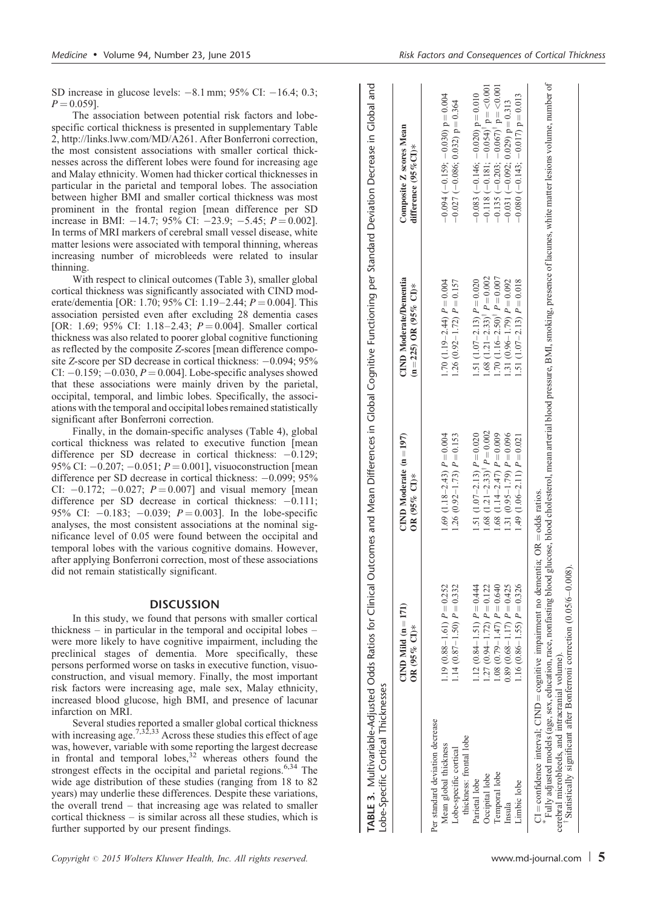SD increase in glucose levels: −8.1 mm; 95% CI: −16.4; 0.3; $P = 0.059$].

The association between potential risk factors and lobe-specific cortical thickness is presented in supplementary Table 2, http://links.lww.com/MD/A261. After Bonferroni correction, the most consistent associations with smaller cortical thicknesses across the different lobes were found for increasing age and Malay ethnicity. Women had thicker cortical thicknesses in particular in the parietal and temporal lobes. The association between higher BMI and smaller cortical thickness was most prominent in the frontal region [mean difference per SD increase in BMI: −14.7; 95% CI: −23.9; −5.45; $P = 0.002$]. In terms of MRI markers of cerebral small vessel disease, white matter lesions were associated with temporal thinning, whereas increasing number of microbleeds were related to insular thinning.

With respect to clinical outcomes (Table 3), smaller global cortical thickness was significantly associated with CIND moderate/dementia [OR: 1.70; 95% CI: 1.19–2.44; $P = 0.004$]. This association persisted even after excluding 28 dementia cases [OR: 1.69; 95% CI: 1.18–2.43; $P = 0.004$]. Smaller cortical thickness was also related to poorer global cognitive functioning as reflected by the composite Z-scores [mean difference composite Z-score per SD decrease in cortical thickness: −0.094; 95% CI: −0.159; −0.030, $P = 0.004$]. Lobe-specific analyses showed that these associations were mainly driven by the parietal, occipital, temporal, and limbic lobes. Specifically, the associations with the temporal and occipital lobes remained statistically significant after Bonferroni correction.

Finally, in the domain-specific analyses (Table 4), global cortical thickness was related to executive function [mean difference per SD decrease in cortical thickness: −0.129; 95% CI: −0.207; −0.051; $P = 0.001$], visuoconstruction [mean difference per SD decrease in cortical thickness: −0.099; 95% CI: −0.172; −0.027; $P = 0.007$] and visual memory [mean difference per SD decrease in cortical thickness: −0.111; 95% CI: −0.183; −0.039; $P = 0.003$]. In the lobe-specific analyses, the most consistent associations at the nominal significance level of 0.05 were found between the occipital and temporal lobes with the various cognitive domains. However, after applying Bonferroni correction, most of these associations did not remain statistically significant.

## DISCUSSION

In this study, we found that persons with smaller cortical thickness – in particular in the temporal and occipital lobes – were more likely to have cognitive impairment, including the preclinical stages of dementia. More specifically, these persons performed worse on tasks in executive function, visuoconstruction, and visual memory. Finally, the most important risk factors were increasing age, male sex, Malay ethnicity, increased blood glucose, high BMI, and presence of lacunar infarction on MRI.

Several studies reported a smaller global cortical thickness with increasing age.[7,32,33] Across these studies this effect of age was, however, variable with some reporting the largest decrease in frontal and temporal lobes,[32] whereas others found the strongest effects in the occipital and parietal regions.[6,34] The wide age distribution of these studies (ranging from 18 to 82 years) may underlie these differences. Despite these variations, the overall trend – that increasing age was related to smaller cortical thickness – is similar across all these studies, which is further supported by our present findings.

**TABLE 3.** Multivariable-Adjusted Odds Ratios for Clinical Outcomes and Mean Differences in Global Cognitive Functioning per Standard Deviation Decrease in Global and Lobe-Specific Cortical Thicknesses

| | CIND Mild (n = 171) OR (95% CI)* | CIND Moderate (n = 197) OR (95% CI)* | CIND Moderate/Dementia (n = 225) OR (95% CI)* | Composite Z scores Mean difference (95% CI)* |
|---|---|---|---|---|
| Per standard deviation decrease | | | | |
| Mean global thickness | 1.19 (0.88–1.61) $P = 0.252$ | 1.69 (1.18–2.43) $P = 0.004$ | 1.70 (1.19–2.44) $P = 0.004$ | −0.094 (−0.159; −0.030) $p = 0.004$ |
| Lobe-specific cortical thickness: frontal lobe | 1.14 (0.87–1.50) $P = 0.332$ | 1.26 (0.92–1.73) $P = 0.153$ | 1.26 (0.92–1.72) $P = 0.157$ | −0.027 (−0.086; 0.032) $p = 0.364$ |
| Parietal lobe | 1.12 (0.84–1.51) $P = 0.444$ | 1.51 (1.07–2.13) $P = 0.020$ | 1.51 (1.07–2.13) $P = 0.020$ | −0.083 (−0.146; −0.020) $p = 0.010$ |
| Occipital lobe | 1.27 (0.94–1.72) $P = 0.122$ | 1.68 (1.21–2.33)[†] $P = 0.002$ | 1.68 (1.21–2.33)[†] $P = 0.002$ | −0.118 (−0.181; −0.054)[†] $p = <0.001$ |
| Temporal lobe | 1.08 (0.79–1.47) $P = 0.640$ | 1.68 (1.14–2.47) $P = 0.009$ | 1.70 (1.16–2.50)[†] $P = 0.007$ | −0.135 (−0.203; −0.067)[†] $p = <0.001$ |
| Insula | 0.89 (0.68–1.17) $P = 0.425$ | 1.31 (0.95–1.79) $P = 0.096$ | 1.31 (0.96–1.79) $P = 0.092$ | −0.031 (−0.092; 0.029) $p = 0.313$ |
| Limbic lobe | 1.16 (0.86–1.55) $P = 0.326$ | 1.49 (1.06–2.11) $P = 0.021$ | 1.51 (1.07–2.13) $P = 0.018$ | −0.080 (−0.143; −0.017) $p = 0.013$ |

CI = confidence interval; CIND = cognitive impairment no dementia; OR = odds ratios.

\* Fully adjusted models (age, sex, education, race, nonfasting blood glucose, blood cholesterol, mean arterial blood pressure, BMI, smoking, presence of lacunes, white matter lesions volume, number of cerebral microbleeds, and intracranial volume).

[†] Statistically significant after Bonferroni correction (0.05/6–0.008).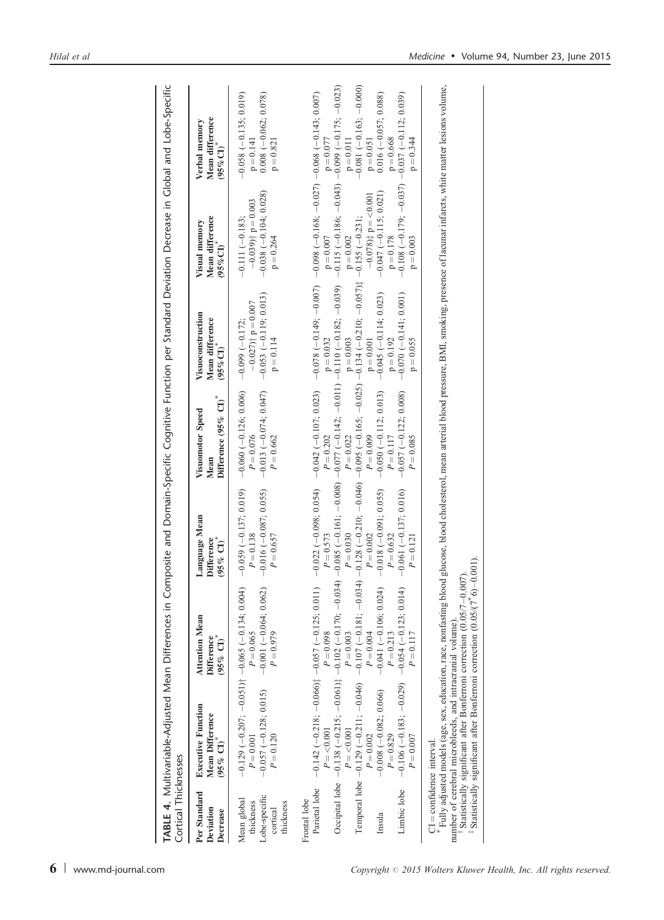**TABLE 4.** Multivariable-Adjusted Mean Differences in Composite and Domain-Specific Cognitive Function per Standard Deviation Decrease in Global and Lobe-Specific Cortical Thicknesses

| Per Standard Deviation Decrease | Executive Function Mean Difference (95% CI)* | Attention Mean Difference (95% CI)* | Language Mean Difference (95% CI)* | Visuomotor Speed Mean Difference (95% CI)* | Visuoconstruction Mean difference (95% CI)* | Visual memory Mean difference (95% CI)* | Verbal memory Mean difference (95% CI)* |
|---|---|---|---|---|---|---|---|
| Mean global thickness | −0.129 (−0.207; −0.051)† P = 0.001 | −0.065 (−0.134; 0.004) P = 0.065 | −0.059 (−0.137; 0.019) P = 0.138 | −0.060 (−0.126; 0.006) P = 0.076 | −0.099 (−0.172; −0.027)† p = 0.007 | −0.111 (−0.183; −0.039)† p = 0.003 | −0.058 (−0.135; 0.019) p = 0.141 |
| Lobe-specific cortical thickness | −0.057 (−0.128; 0.015) P = 0.120 | −0.001 (−0.064; 0.062) P = 0.979 | −0.016 (−0.087; 0.055) P = 0.657 | −0.013 (−0.074; 0.047) P = 0.662 | −0.053 (−0.119; 0.013) p = 0.114 | −0.038 (−0.104; 0.028) p = 0.264 | 0.008 (−0.062; 0.078) p = 0.821 |
| Frontal lobe | | | | | | | |
| Parietal lobe | −0.142 (−0.218; −0.066)‡ P = <0.001 | −0.057 (−0.125; 0.011) P = 0.098 | −0.022 (−0.098; 0.054) P = 0.573 | −0.042 (−0.107; 0.023) P = 0.202 | −0.078 (−0.149; −0.007) p = 0.032 | −0.098 (−0.168; −0.027) p = 0.007 | −0.068 (−0.143; 0.007) p = 0.077 |
| Occipital lobe | −0.138 (−0.215; −0.061)‡ P = <0.001 | −0.102 (−0.170; −0.034) P = 0.003 | −0.085 (−0.161; −0.008) P = 0.030 | −0.077 (−0.142; −0.011) P = 0.022 | −0.110 (−0.182; −0.039) p = 0.003 | −0.115 (−0.186; −0.043) p = 0.002 | −0.099 (−0.175; −0.023) p = 0.011 |
| Temporal lobe | −0.129 (−0.211; −0.046) P = 0.002 | −0.107 (−0.181; −0.034) P = 0.004 | −0.128 (−0.210; −0.046) P = 0.002 | −0.095 (−0.165; −0.025) P = 0.009 | −0.134 (−0.210; −0.057)‡ p = 0.001 | −0.155 (−0.231; −0.078)‡ p = <0.001 | −0.081 (−0.163; −0.000) p = 0.051 |
| Insula | −0.008 (−0.082; 0.066) P = 0.829 | −0.041 (−0.106; 0.024) P = 0.213 | −0.018 (−0.091; 0.055) P = 0.632 | −0.050 (−0.112; 0.013) P = 0.117 | −0.045 (−0.114; 0.023) p = 0.192 | −0.047 (−0.115; 0.021) p = 0.178 | 0.016 (−0.057; 0.088) p = 0.668 |
| Limbic lobe | −0.106 (−0.183; −0.029) P = 0.007 | −0.054 (−0.123; 0.014) P = 0.117 | −0.061 (−0.137; 0.016) P = 0.121 | −0.057 (−0.122; 0.008) P = 0.085 | −0.070 (−0.141; 0.001) p = 0.055 | −0.108 (−0.179; −0.037) p = 0.003 | −0.037 (−0.112; 0.039) p = 0.344 |

CI = confidence interval.

\* Fully adjusted models (age, sex, education, race, nonfasting blood glucose, blood cholesterol, mean arterial blood pressure, BMI, smoking, presence of lacunar infarcts, white matter lesions volume, number of cerebral microbleeds, and intracranial volume).

† Statistically significant after Bonferroni correction (0.05/7–0.007).

‡ Statistically significant after Bonferroni correction (0.05/(7*6)–0.001).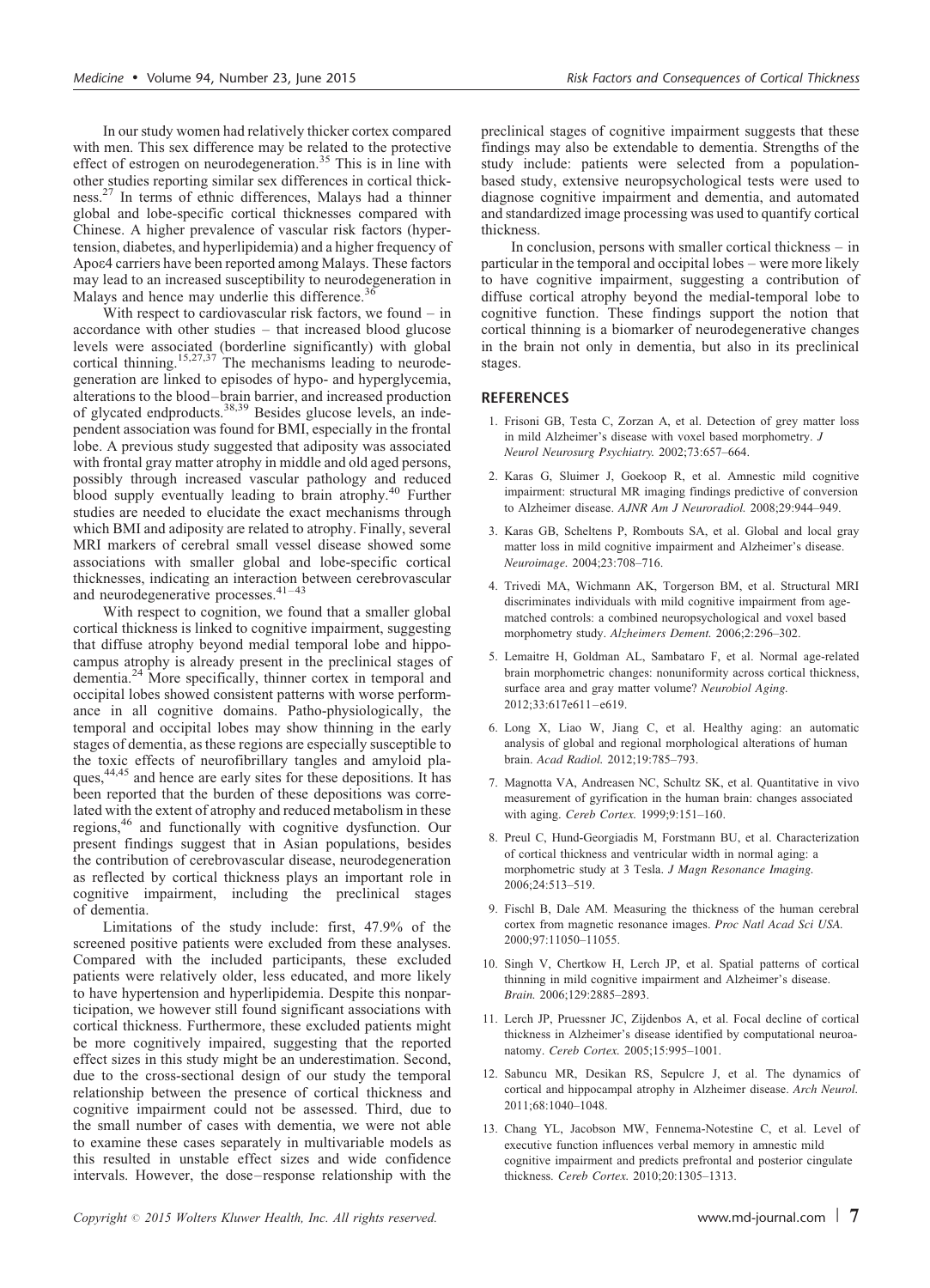In our study women had relatively thicker cortex compared with men. This sex difference may be related to the protective effect of estrogen on neurodegeneration.[35] This is in line with other studies reporting similar sex differences in cortical thickness.[27] In terms of ethnic differences, Malays had a thinner global and lobe-specific cortical thicknesses compared with Chinese. A higher prevalence of vascular risk factors (hypertension, diabetes, and hyperlipidemia) and a higher frequency of Apoε4 carriers have been reported among Malays. These factors may lead to an increased susceptibility to neurodegeneration in Malays and hence may underlie this difference.[36]

With respect to cardiovascular risk factors, we found – in accordance with other studies – that increased blood glucose levels were associated (borderline significantly) with global cortical thinning.[15,27,37] The mechanisms leading to neurodegeneration are linked to episodes of hypo- and hyperglycemia, alterations to the blood–brain barrier, and increased production of glycated endproducts.[38,39] Besides glucose levels, an independent association was found for BMI, especially in the frontal lobe. A previous study suggested that adiposity was associated with frontal gray matter atrophy in middle and old aged persons, possibly through increased vascular pathology and reduced blood supply eventually leading to brain atrophy.[40] Further studies are needed to elucidate the exact mechanisms through which BMI and adiposity are related to atrophy. Finally, several MRI markers of cerebral small vessel disease showed some associations with smaller global and lobe-specific cortical thicknesses, indicating an interaction between cerebrovascular and neurodegenerative processes.[41–43]

With respect to cognition, we found that a smaller global cortical thickness is linked to cognitive impairment, suggesting that diffuse atrophy beyond medial temporal lobe and hippocampus atrophy is already present in the preclinical stages of dementia.[24] More specifically, thinner cortex in temporal and occipital lobes showed consistent patterns with worse performance in all cognitive domains. Patho-physiologically, the temporal and occipital lobes may show thinning in the early stages of dementia, as these regions are especially susceptible to the toxic effects of neurofibrillary tangles and amyloid plaques,[44,45] and hence are early sites for these depositions. It has been reported that the burden of these depositions was correlated with the extent of atrophy and reduced metabolism in these regions,[46] and functionally with cognitive dysfunction. Our present findings suggest that in Asian populations, besides the contribution of cerebrovascular disease, neurodegeneration as reflected by cortical thickness plays an important role in cognitive impairment, including the preclinical stages of dementia.

Limitations of the study include: first, 47.9% of the screened positive patients were excluded from these analyses. Compared with the included participants, these excluded patients were relatively older, less educated, and more likely to have hypertension and hyperlipidemia. Despite this nonparticipation, we however still found significant associations with cortical thickness. Furthermore, these excluded patients might be more cognitively impaired, suggesting that the reported effect sizes in this study might be an underestimation. Second, due to the cross-sectional design of our study the temporal relationship between the presence of cortical thickness and cognitive impairment could not be assessed. Third, due to the small number of cases with dementia, we were not able to examine these cases separately in multivariable models as this resulted in unstable effect sizes and wide confidence intervals. However, the dose–response relationship with the preclinical stages of cognitive impairment suggests that these findings may also be extendable to dementia. Strengths of the study include: patients were selected from a population-based study, extensive neuropsychological tests were used to diagnose cognitive impairment and dementia, and automated and standardized image processing was used to quantify cortical thickness.

In conclusion, persons with smaller cortical thickness – in particular in the temporal and occipital lobes – were more likely to have cognitive impairment, suggesting a contribution of diffuse cortical atrophy beyond the medial-temporal lobe to cognitive function. These findings support the notion that cortical thinning is a biomarker of neurodegenerative changes in the brain not only in dementia, but also in its preclinical stages.

## REFERENCES

1. Frisoni GB, Testa C, Zorzan A, et al. Detection of grey matter loss in mild Alzheimer's disease with voxel based morphometry. *J Neurol Neurosurg Psychiatry.* 2002;73:657–664.
2. Karas G, Sluimer J, Goekoop R, et al. Amnestic mild cognitive impairment: structural MR imaging findings predictive of conversion to Alzheimer disease. *AJNR Am J Neuroradiol.* 2008;29:944–949.
3. Karas GB, Scheltens P, Rombouts SA, et al. Global and local gray matter loss in mild cognitive impairment and Alzheimer's disease. *Neuroimage.* 2004;23:708–716.
4. Trivedi MA, Wichmann AK, Torgerson BM, et al. Structural MRI discriminates individuals with mild cognitive impairment from age-matched controls: a combined neuropsychological and voxel based morphometry study. *Alzheimers Dement.* 2006;2:296–302.
5. Lemaitre H, Goldman AL, Sambataro F, et al. Normal age-related brain morphometric changes: nonuniformity across cortical thickness, surface area and gray matter volume? *Neurobiol Aging.* 2012;33:617e611–e619.
6. Long X, Liao W, Jiang C, et al. Healthy aging: an automatic analysis of global and regional morphological alterations of human brain. *Acad Radiol.* 2012;19:785–793.
7. Magnotta VA, Andreasen NC, Schultz SK, et al. Quantitative in vivo measurement of gyrification in the human brain: changes associated with aging. *Cereb Cortex.* 1999;9:151–160.
8. Preul C, Hund-Georgiadis M, Forstmann BU, et al. Characterization of cortical thickness and ventricular width in normal aging: a morphometric study at 3 Tesla. *J Magn Resonance Imaging.* 2006;24:513–519.
9. Fischl B, Dale AM. Measuring the thickness of the human cerebral cortex from magnetic resonance images. *Proc Natl Acad Sci USA.* 2000;97:11050–11055.
10. Singh V, Chertkow H, Lerch JP, et al. Spatial patterns of cortical thinning in mild cognitive impairment and Alzheimer's disease. *Brain.* 2006;129:2885–2893.
11. Lerch JP, Pruessner JC, Zijdenbos A, et al. Focal decline of cortical thickness in Alzheimer's disease identified by computational neuroanatomy. *Cereb Cortex.* 2005;15:995–1001.
12. Sabuncu MR, Desikan RS, Sepulcre J, et al. The dynamics of cortical and hippocampal atrophy in Alzheimer disease. *Arch Neurol.* 2011;68:1040–1048.
13. Chang YL, Jacobson MW, Fennema-Notestine C, et al. Level of executive function influences verbal memory in amnestic mild cognitive impairment and predicts prefrontal and posterior cingulate thickness. *Cereb Cortex.* 2010;20:1305–1313.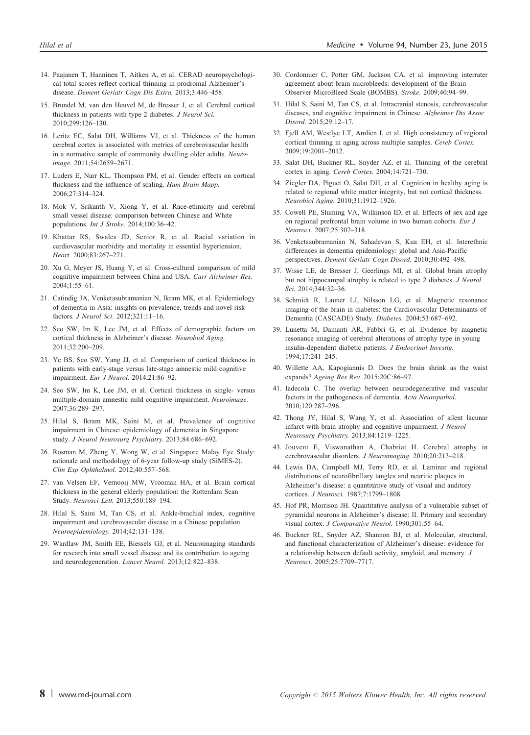14. Paajanen T, Hanninen T, Aitken A, et al. CERAD neuropsychological total scores reflect cortical thinning in prodromal Alzheimer's disease. *Dement Geriatr Cogn Dis Extra.* 2013;3:446–458.

15. Brundel M, van den Heuvel M, de Bresser J, et al. Cerebral cortical thickness in patients with type 2 diabetes. *J Neurol Sci.* 2010;299:126–130.

16. Leritz EC, Salat DH, Williams VJ, et al. Thickness of the human cerebral cortex is associated with metrics of cerebrovascular health in a normative sample of community dwelling older adults. *Neuroimage.* 2011;54:2659–2671.

17. Luders E, Narr KL, Thompson PM, et al. Gender effects on cortical thickness and the influence of scaling. *Hum Brain Mapp.* 2006;27:314–324.

18. Mok V, Srikanth V, Xiong Y, et al. Race-ethnicity and cerebral small vessel disease: comparison between Chinese and White populations. *Int J Stroke.* 2014;100:36–42.

19. Khattar RS, Swales JD, Senior R, et al. Racial variation in cardiovascular morbidity and mortality in essential hypertension. *Heart.* 2000;83:267–271.

20. Xu G, Meyer JS, Huang Y, et al. Cross-cultural comparison of mild cognitive impairment between China and USA. *Curr Alzheimer Res.* 2004;1:55–61.

21. Catindig JA, Venketasubramanian N, Ikram MK, et al. Epidemiology of dementia in Asia: insights on prevalence, trends and novel risk factors. *J Neurol Sci.* 2012;321:11–16.

22. Seo SW, Im K, Lee JM, et al. Effects of demographic factors on cortical thickness in Alzheimer's disease. *Neurobiol Aging.* 2011;32:200–209.

23. Ye BS, Seo SW, Yang JJ, et al. Comparison of cortical thickness in patients with early-stage versus late-stage amnestic mild cognitive impairment. *Eur J Neurol.* 2014;21:86–92.

24. Seo SW, Im K, Lee JM, et al. Cortical thickness in single- versus multiple-domain amnestic mild cognitive impairment. *Neuroimage.* 2007;36:289–297.

25. Hilal S, Ikram MK, Saini M, et al. Prevalence of cognitive impairment in Chinese: epidemiology of dementia in Singapore study. *J Neurol Neurosurg Psychiatry.* 2013;84:686–692.

26. Rosman M, Zheng Y, Wong W, et al. Singapore Malay Eye Study: rationale and methodology of 6-year follow-up study (SiMES-2). *Clin Exp Ophthalmol.* 2012;40:557–568.

27. van Velsen EF, Vernooij MW, Vrooman HA, et al. Brain cortical thickness in the general elderly population: the Rotterdam Scan Study. *Neurosci Lett.* 2013;550:189–194.

28. Hilal S, Saini M, Tan CS, et al. Ankle-brachial index, cognitive impairment and cerebrovascular disease in a Chinese population. *Neuroepidemiology.* 2014;42:131–138.

29. Wardlaw JM, Smith EE, Biessels GJ, et al. Neuroimaging standards for research into small vessel disease and its contribution to ageing and neurodegeneration. *Lancet Neurol.* 2013;12:822–838.

30. Cordonnier C, Potter GM, Jackson CA, et al. improving interrater agreement about brain microbleeds: development of the Brain Observer MicroBleed Scale (BOMBS). *Stroke.* 2009;40:94–99.

31. Hilal S, Saini M, Tan CS, et al. Intracranial stenosis, cerebrovascular diseases, and cognitive impairment in Chinese. *Alzheimer Dis Assoc Disord.* 2015;29:12–17.

32. Fjell AM, Westlye LT, Amlien I, et al. High consistency of regional cortical thinning in aging across multiple samples. *Cereb Cortex.* 2009;19:2001–2012.

33. Salat DH, Buckner RL, Snyder AZ, et al. Thinning of the cerebral cortex in aging. *Cereb Cortex.* 2004;14:721–730.

34. Ziegler DA, Piguet O, Salat DH, et al. Cognition in healthy aging is related to regional white matter integrity, but not cortical thickness. *Neurobiol Aging.* 2010;31:1912–1926.

35. Cowell PE, Sluming VA, Wilkinson ID, et al. Effects of sex and age on regional prefrontal brain volume in two human cohorts. *Eur J Neurosci.* 2007;25:307–318.

36. Venketasubramanian N, Sahadevan S, Kua EH, et al. Interethnic differences in dementia epidemiology: global and Asia-Pacific perspectives. *Dement Geriatr Cogn Disord.* 2010;30:492–498.

37. Wisse LE, de Bresser J, Geerlings MI, et al. Global brain atrophy but not hippocampal atrophy is related to type 2 diabetes. *J Neurol Sci.* 2014;344:32–36.

38. Schmidt R, Launer LJ, Nilsson LG, et al. Magnetic resonance imaging of the brain in diabetes: the Cardiovascular Determinants of Dementia (CASCADE) Study. *Diabetes.* 2004;53:687–692.

39. Lunetta M, Damanti AR, Fabbri G, et al. Evidence by magnetic resonance imaging of cerebral alterations of atrophy type in young insulin-dependent diabetic patients. *J Endocrinol Investig.* 1994;17:241–245.

40. Willette AA, Kapogiannis D. Does the brain shrink as the waist expands? *Ageing Res Rev.* 2015;20C:86–97.

41. Iadecola C. The overlap between neurodegenerative and vascular factors in the pathogenesis of dementia. *Acta Neuropathol.* 2010;120:287–296.

42. Thong JY, Hilal S, Wang Y, et al. Association of silent lacunar infarct with brain atrophy and cognitive impairment. *J Neurol Neurosurg Psychiatry.* 2013;84:1219–1225.

43. Jouvent E, Viswanathan A, Chabriat H. Cerebral atrophy in cerebrovascular disorders. *J Neuroimaging.* 2010;20:213–218.

44. Lewis DA, Campbell MJ, Terry RD, et al. Laminar and regional distributions of neurofibrillary tangles and neuritic plaques in Alzheimer's disease: a quantitative study of visual and auditory cortices. *J Neurosci.* 1987;7:1799–1808.

45. Hof PR, Morrison JH. Quantitative analysis of a vulnerable subset of pyramidal neurons in Alzheimer's disease: II. Primary and secondary visual cortex. *J Comparative Neurol.* 1990;301:55–64.

46. Buckner RL, Snyder AZ, Shannon BJ, et al. Molecular, structural, and functional characterization of Alzheimer's disease: evidence for a relationship between default activity, amyloid, and memory. *J Neurosci.* 2005;25:7709–7717.